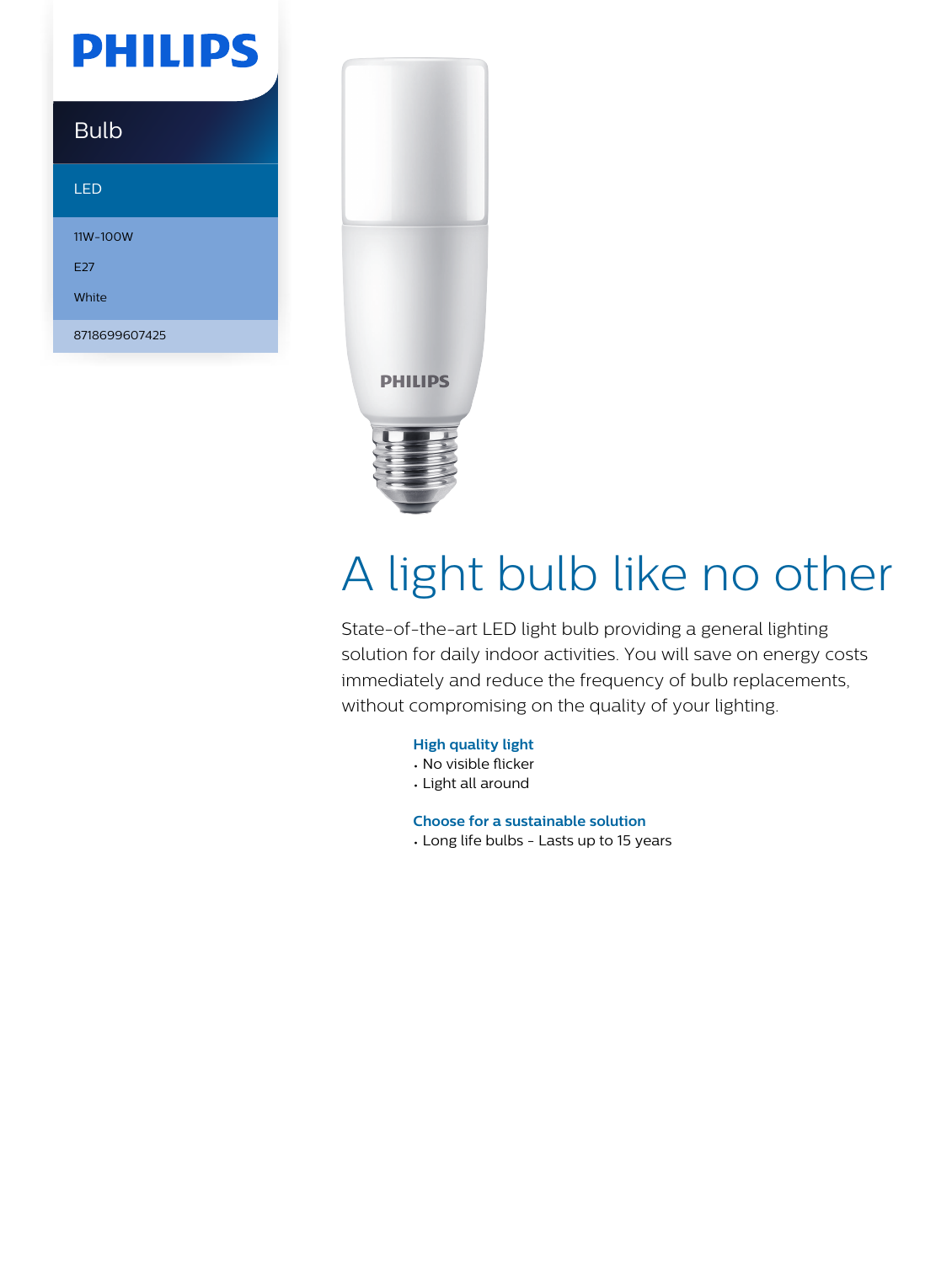PHILIPS

Bulb

LED

11W-100W

E27

White

8718699607425

# A light bulb like no other

State-of-the-art LED light bulb providing a general lighting solution for daily indoor activities. You will save on energy costs immediately and reduce the frequency of bulb replacements, without compromising on the quality of your lighting.

### High quality light

- No visible flicker
- Light all around

### Choose for a sustainable solution

- Long life bulbs - Lasts up to 15 years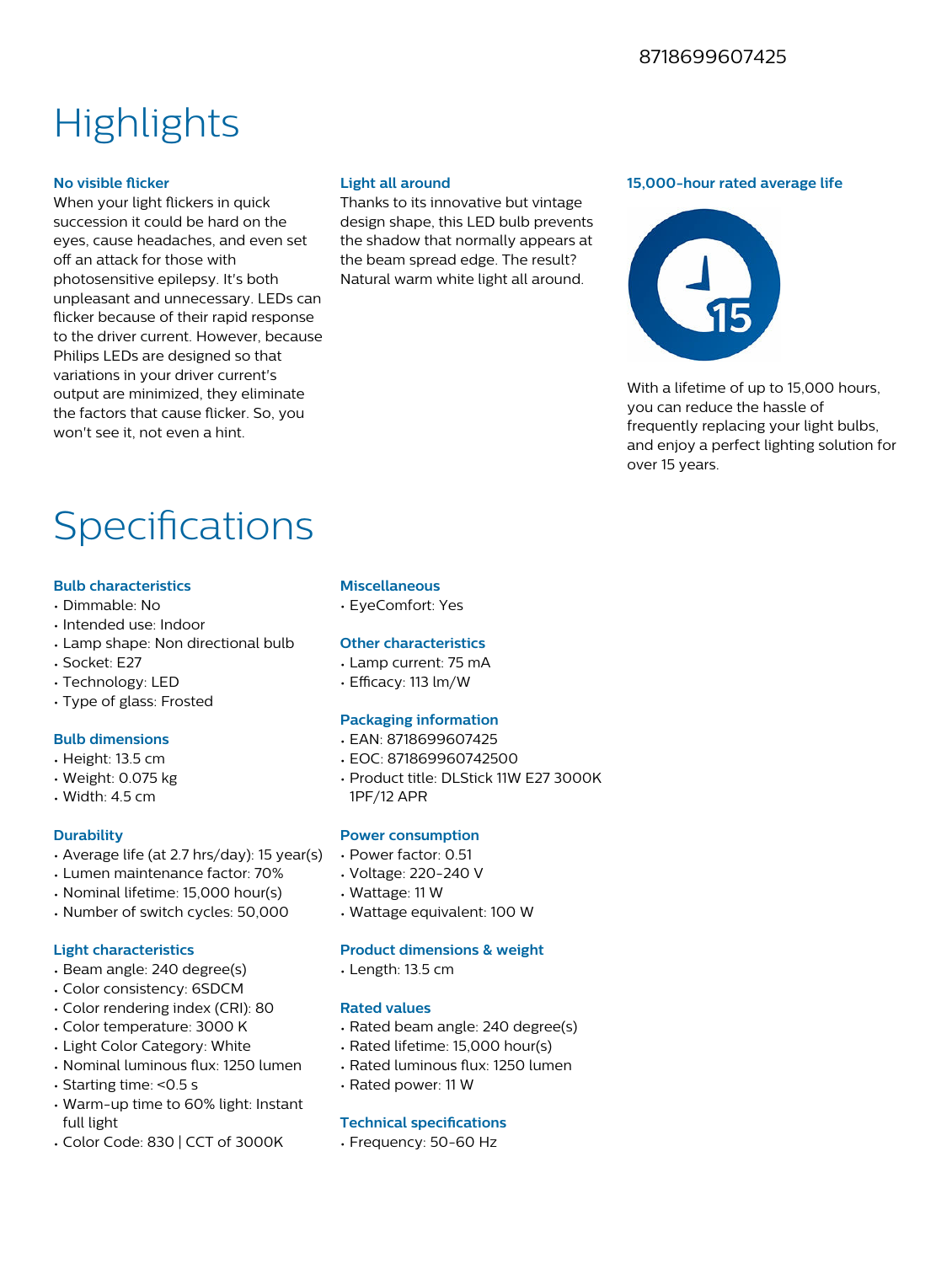8718699607425

# Highlights

### No visible flicker

When your light flickers in quick succession it could be hard on the eyes, cause headaches, and even set off an attack for those with photosensitive epilepsy. It's both unpleasant and unnecessary. LEDs can flicker because of their rapid response to the driver current. However, because Philips LEDs are designed so that variations in your driver current's output are minimized, they eliminate the factors that cause flicker. So, you won't see it, not even a hint.

### Light all around

Thanks to its innovative but vintage design shape, this LED bulb prevents the shadow that normally appears at the beam spread edge. The result? Natural warm white light all around.

### 15,000-hour rated average life

With a lifetime of up to 15,000 hours, you can reduce the hassle of frequently replacing your light bulbs, and enjoy a perfect lighting solution for over 15 years.

# Specifications

### Bulb characteristics

- Dimmable: No
- Intended use: Indoor
- Lamp shape: Non directional bulb
- Socket: E27
- Technology: LED
- Type of glass: Frosted

### Bulb dimensions

- Height: 13.5 cm
- Weight: 0.075 kg
- Width: 4.5 cm

### Durability

- Average life (at 2.7 hrs/day): 15 year(s)
- Lumen maintenance factor: 70%
- Nominal lifetime: 15,000 hour(s)
- Number of switch cycles: 50,000

### Light characteristics

- Beam angle: 240 degree(s)
- Color consistency: 6SDCM
- Color rendering index (CRI): 80
- Color temperature: 3000 K
- Light Color Category: White
- Nominal luminous flux: 1250 lumen
- Starting time: <0.5 s
- Warm-up time to 60% light: Instant full light
- Color Code: 830 | CCT of 3000K

### Miscellaneous

- EyeComfort: Yes

### Other characteristics

- Lamp current: 75 mA
- Efficacy: 113 lm/W

### Packaging information

- EAN: 8718699607425
- EOC: 871869960742500
- Product title: DLStick 11W E27 3000K 1PF/12 APR

### Power consumption

- Power factor: 0.51
- Voltage: 220-240 V
- Wattage: 11 W
- Wattage equivalent: 100 W

### Product dimensions & weight

- Length: 13.5 cm

### Rated values

- Rated beam angle: 240 degree(s)
- Rated lifetime: 15,000 hour(s)
- Rated luminous flux: 1250 lumen
- Rated power: 11 W

### Technical specifications

- Frequency: 50-60 Hz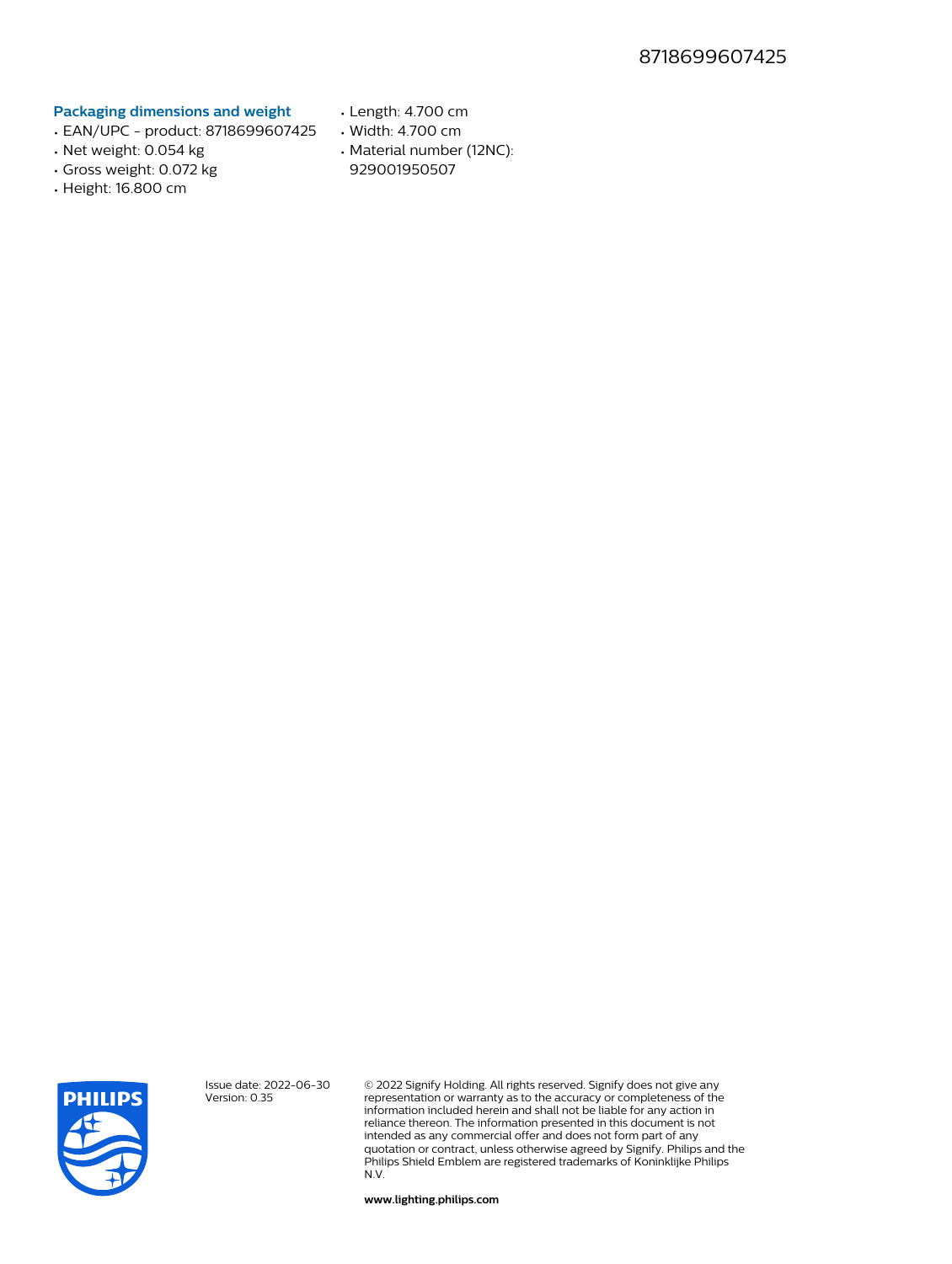### Packaging dimensions and weight

- EAN/UPC - product: 8718699607425
- Net weight: 0.054 kg
- Gross weight: 0.072 kg
- Height: 16.800 cm
- Length: 4.700 cm
- Width: 4.700 cm
- Material number (12NC): 929001950507

Issue date: 2022-06-30
Version: 0.35

© 2022 Signify Holding. All rights reserved. Signify does not give any representation or warranty as to the accuracy or completeness of the information included herein and shall not be liable for any action in reliance thereon. The information presented in this document is not intended as any commercial offer and does not form part of any quotation or contract, unless otherwise agreed by Signify. Philips and the Philips Shield Emblem are registered trademarks of Koninklijke Philips N.V.

**www.lighting.philips.com**